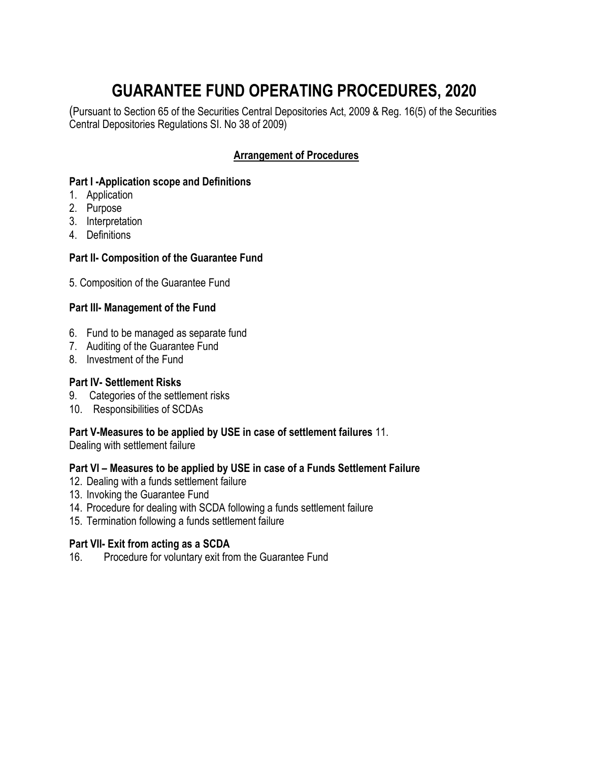# GUARANTEE FUND OPERATING PROCEDURES, 2020

(Pursuant to Section 65 of the Securities Central Depositories Act, 2009 & Reg. 16(5) of the Securities Central Depositories Regulations SI. No 38 of 2009)

## Arrangement of Procedures

**Part I -Application scope and Definitions**

1. Application
2. Purpose
3. Interpretation
4. Definitions

**Part II- Composition of the Guarantee Fund**

5. Composition of the Guarantee Fund

**Part III- Management of the Fund**

6. Fund to be managed as separate fund
7. Auditing of the Guarantee Fund
8. Investment of the Fund

**Part IV- Settlement Risks**

9. Categories of the settlement risks
10. Responsibilities of SCDAs

**Part V-Measures to be applied by USE in case of settlement failures** 11. Dealing with settlement failure

**Part VI – Measures to be applied by USE in case of a Funds Settlement Failure**

12. Dealing with a funds settlement failure
13. Invoking the Guarantee Fund
14. Procedure for dealing with SCDA following a funds settlement failure
15. Termination following a funds settlement failure

**Part VII- Exit from acting as a SCDA**

16. Procedure for voluntary exit from the Guarantee Fund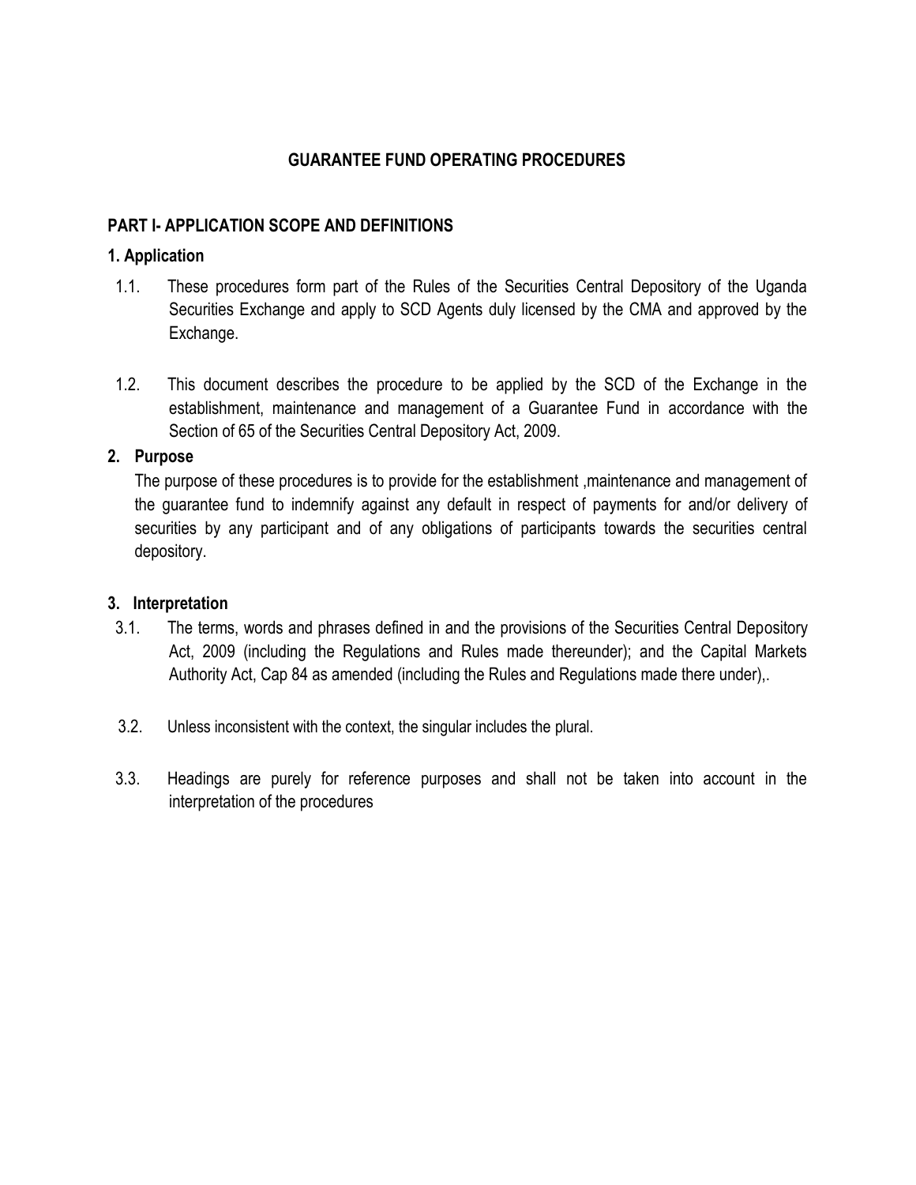# GUARANTEE FUND OPERATING PROCEDURES

## PART I- APPLICATION SCOPE AND DEFINITIONS

### 1. Application

1.1. These procedures form part of the Rules of the Securities Central Depository of the Uganda Securities Exchange and apply to SCD Agents duly licensed by the CMA and approved by the Exchange.

1.2. This document describes the procedure to be applied by the SCD of the Exchange in the establishment, maintenance and management of a Guarantee Fund in accordance with the Section of 65 of the Securities Central Depository Act, 2009.

### 2. Purpose

The purpose of these procedures is to provide for the establishment ,maintenance and management of the guarantee fund to indemnify against any default in respect of payments for and/or delivery of securities by any participant and of any obligations of participants towards the securities central depository.

### 3. Interpretation

3.1. The terms, words and phrases defined in and the provisions of the Securities Central Depository Act, 2009 (including the Regulations and Rules made thereunder); and the Capital Markets Authority Act, Cap 84 as amended (including the Rules and Regulations made there under),.

3.2. Unless inconsistent with the context, the singular includes the plural.

3.3. Headings are purely for reference purposes and shall not be taken into account in the interpretation of the procedures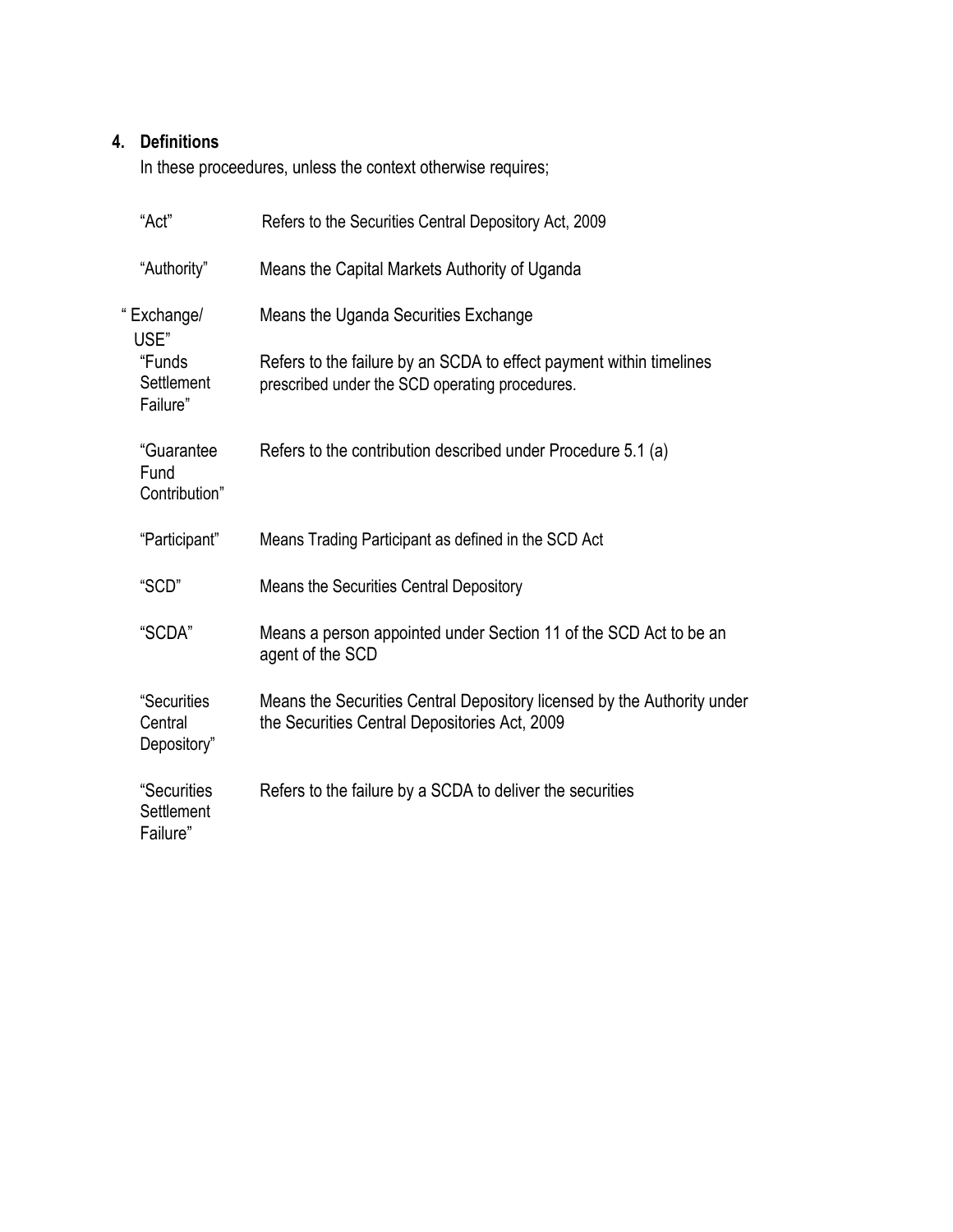## 4. Definitions

In these proceedures, unless the context otherwise requires;

| | |
|---|---|
| "Act" | Refers to the Securities Central Depository Act, 2009 |
| "Authority" | Means the Capital Markets Authority of Uganda |
| " Exchange/ USE" | Means the Uganda Securities Exchange |
| "Funds Settlement Failure" | Refers to the failure by an SCDA to effect payment within timelines prescribed under the SCD operating procedures. |
| "Guarantee Fund Contribution" | Refers to the contribution described under Procedure 5.1 (a) |
| "Participant" | Means Trading Participant as defined in the SCD Act |
| "SCD" | Means the Securities Central Depository |
| "SCDA" | Means a person appointed under Section 11 of the SCD Act to be an agent of the SCD |
| "Securities Central Depository" | Means the Securities Central Depository licensed by the Authority under the Securities Central Depositories Act, 2009 |
| "Securities Settlement Failure" | Refers to the failure by a SCDA to deliver the securities |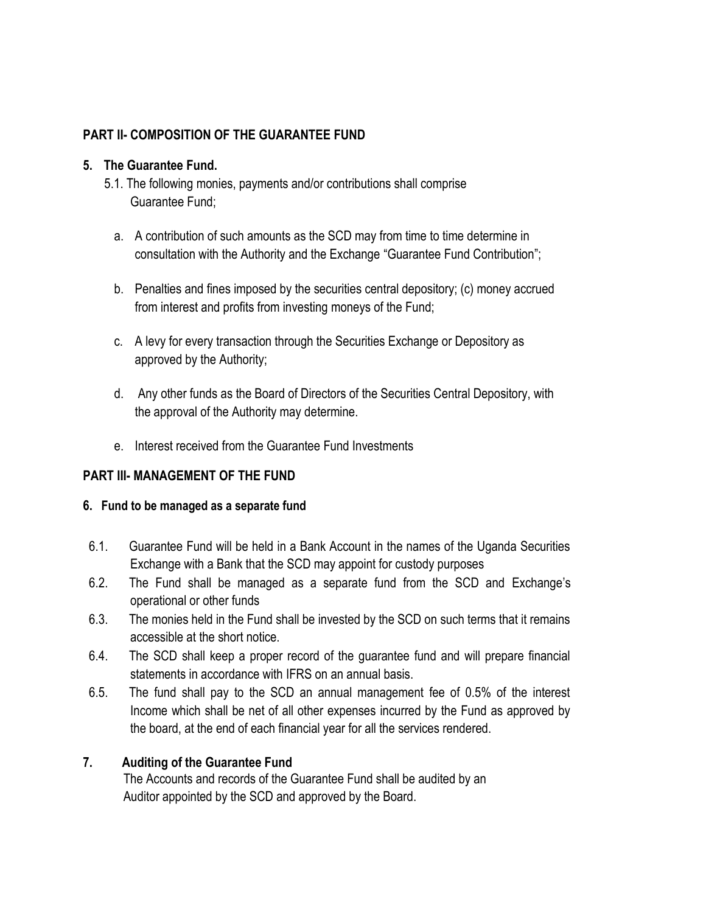## PART II- COMPOSITION OF THE GUARANTEE FUND

### 5. The Guarantee Fund.

5.1. The following monies, payments and/or contributions shall comprise Guarantee Fund;

a. A contribution of such amounts as the SCD may from time to time determine in consultation with the Authority and the Exchange "Guarantee Fund Contribution";

b. Penalties and fines imposed by the securities central depository; (c) money accrued from interest and profits from investing moneys of the Fund;

c. A levy for every transaction through the Securities Exchange or Depository as approved by the Authority;

d. Any other funds as the Board of Directors of the Securities Central Depository, with the approval of the Authority may determine.

e. Interest received from the Guarantee Fund Investments

## PART III- MANAGEMENT OF THE FUND

### 6. Fund to be managed as a separate fund

6.1. Guarantee Fund will be held in a Bank Account in the names of the Uganda Securities Exchange with a Bank that the SCD may appoint for custody purposes

6.2. The Fund shall be managed as a separate fund from the SCD and Exchange's operational or other funds

6.3. The monies held in the Fund shall be invested by the SCD on such terms that it remains accessible at the short notice.

6.4. The SCD shall keep a proper record of the guarantee fund and will prepare financial statements in accordance with IFRS on an annual basis.

6.5. The fund shall pay to the SCD an annual management fee of 0.5% of the interest Income which shall be net of all other expenses incurred by the Fund as approved by the board, at the end of each financial year for all the services rendered.

### 7. Auditing of the Guarantee Fund

The Accounts and records of the Guarantee Fund shall be audited by an Auditor appointed by the SCD and approved by the Board.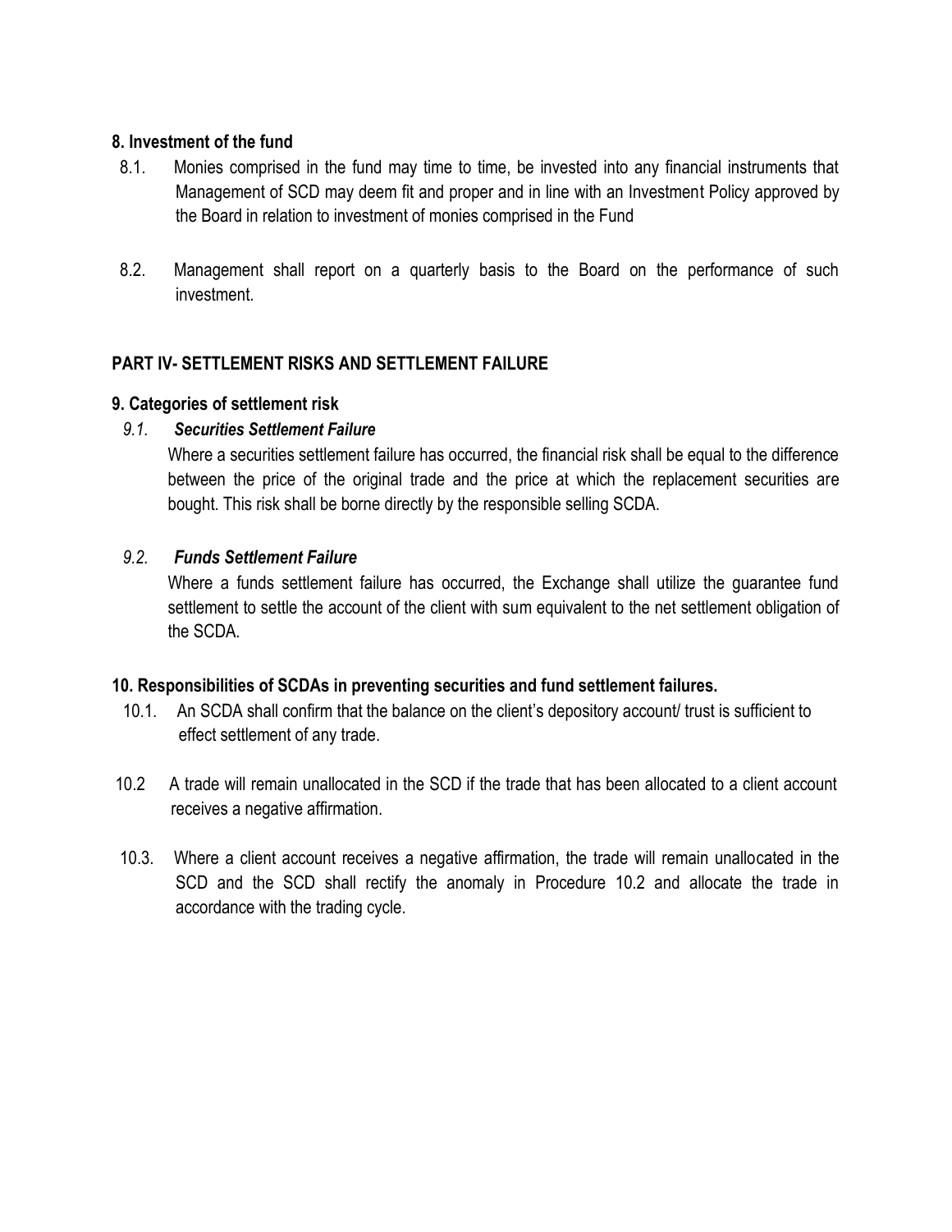**8. Investment of the fund**

8.1. Monies comprised in the fund may time to time, be invested into any financial instruments that Management of SCD may deem fit and proper and in line with an Investment Policy approved by the Board in relation to investment of monies comprised in the Fund

8.2. Management shall report on a quarterly basis to the Board on the performance of such investment.

## PART IV- SETTLEMENT RISKS AND SETTLEMENT FAILURE

**9. Categories of settlement risk**

*9.1.* ***Securities Settlement Failure***

Where a securities settlement failure has occurred, the financial risk shall be equal to the difference between the price of the original trade and the price at which the replacement securities are bought. This risk shall be borne directly by the responsible selling SCDA.

*9.2.* ***Funds Settlement Failure***

Where a funds settlement failure has occurred, the Exchange shall utilize the guarantee fund settlement to settle the account of the client with sum equivalent to the net settlement obligation of the SCDA.

**10. Responsibilities of SCDAs in preventing securities and fund settlement failures.**

10.1. An SCDA shall confirm that the balance on the client's depository account/ trust is sufficient to effect settlement of any trade.

10.2 A trade will remain unallocated in the SCD if the trade that has been allocated to a client account receives a negative affirmation.

10.3. Where a client account receives a negative affirmation, the trade will remain unallocated in the SCD and the SCD shall rectify the anomaly in Procedure 10.2 and allocate the trade in accordance with the trading cycle.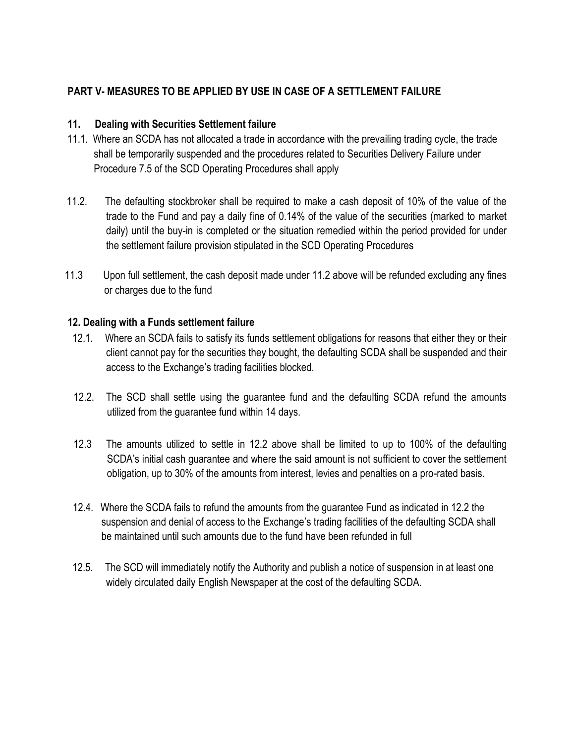## PART V- MEASURES TO BE APPLIED BY USE IN CASE OF A SETTLEMENT FAILURE

### 11. Dealing with Securities Settlement failure

11.1. Where an SCDA has not allocated a trade in accordance with the prevailing trading cycle, the trade shall be temporarily suspended and the procedures related to Securities Delivery Failure under Procedure 7.5 of the SCD Operating Procedures shall apply

11.2. The defaulting stockbroker shall be required to make a cash deposit of 10% of the value of the trade to the Fund and pay a daily fine of 0.14% of the value of the securities (marked to market daily) until the buy-in is completed or the situation remedied within the period provided for under the settlement failure provision stipulated in the SCD Operating Procedures

11.3 Upon full settlement, the cash deposit made under 11.2 above will be refunded excluding any fines or charges due to the fund

### 12. Dealing with a Funds settlement failure

12.1. Where an SCDA fails to satisfy its funds settlement obligations for reasons that either they or their client cannot pay for the securities they bought, the defaulting SCDA shall be suspended and their access to the Exchange's trading facilities blocked.

12.2. The SCD shall settle using the guarantee fund and the defaulting SCDA refund the amounts utilized from the guarantee fund within 14 days.

12.3 The amounts utilized to settle in 12.2 above shall be limited to up to 100% of the defaulting SCDA's initial cash guarantee and where the said amount is not sufficient to cover the settlement obligation, up to 30% of the amounts from interest, levies and penalties on a pro-rated basis.

12.4. Where the SCDA fails to refund the amounts from the guarantee Fund as indicated in 12.2 the suspension and denial of access to the Exchange's trading facilities of the defaulting SCDA shall be maintained until such amounts due to the fund have been refunded in full

12.5. The SCD will immediately notify the Authority and publish a notice of suspension in at least one widely circulated daily English Newspaper at the cost of the defaulting SCDA.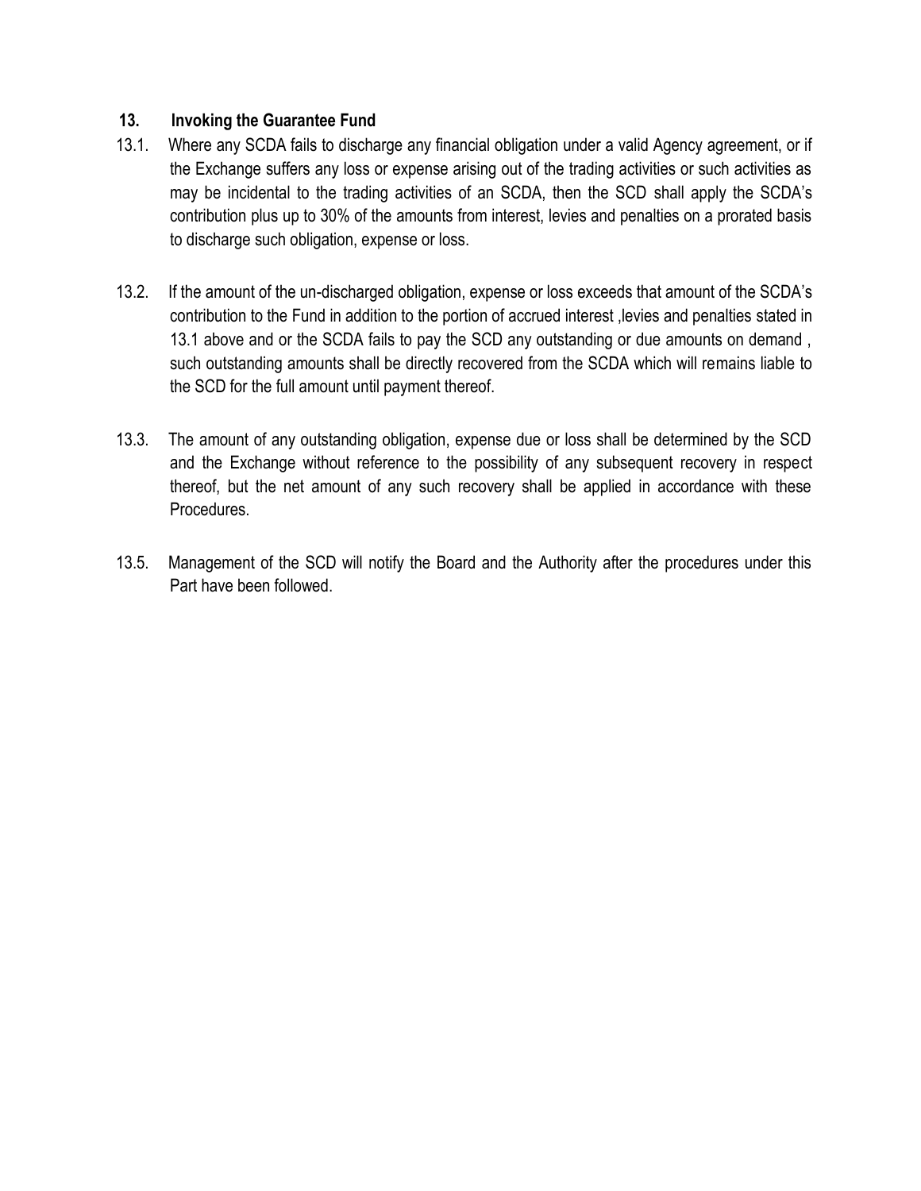## 13. Invoking the Guarantee Fund

13.1. Where any SCDA fails to discharge any financial obligation under a valid Agency agreement, or if the Exchange suffers any loss or expense arising out of the trading activities or such activities as may be incidental to the trading activities of an SCDA, then the SCD shall apply the SCDA's contribution plus up to 30% of the amounts from interest, levies and penalties on a prorated basis to discharge such obligation, expense or loss.

13.2. If the amount of the un-discharged obligation, expense or loss exceeds that amount of the SCDA's contribution to the Fund in addition to the portion of accrued interest ,levies and penalties stated in 13.1 above and or the SCDA fails to pay the SCD any outstanding or due amounts on demand , such outstanding amounts shall be directly recovered from the SCDA which will remains liable to the SCD for the full amount until payment thereof.

13.3. The amount of any outstanding obligation, expense due or loss shall be determined by the SCD and the Exchange without reference to the possibility of any subsequent recovery in respect thereof, but the net amount of any such recovery shall be applied in accordance with these Procedures.

13.5. Management of the SCD will notify the Board and the Authority after the procedures under this Part have been followed.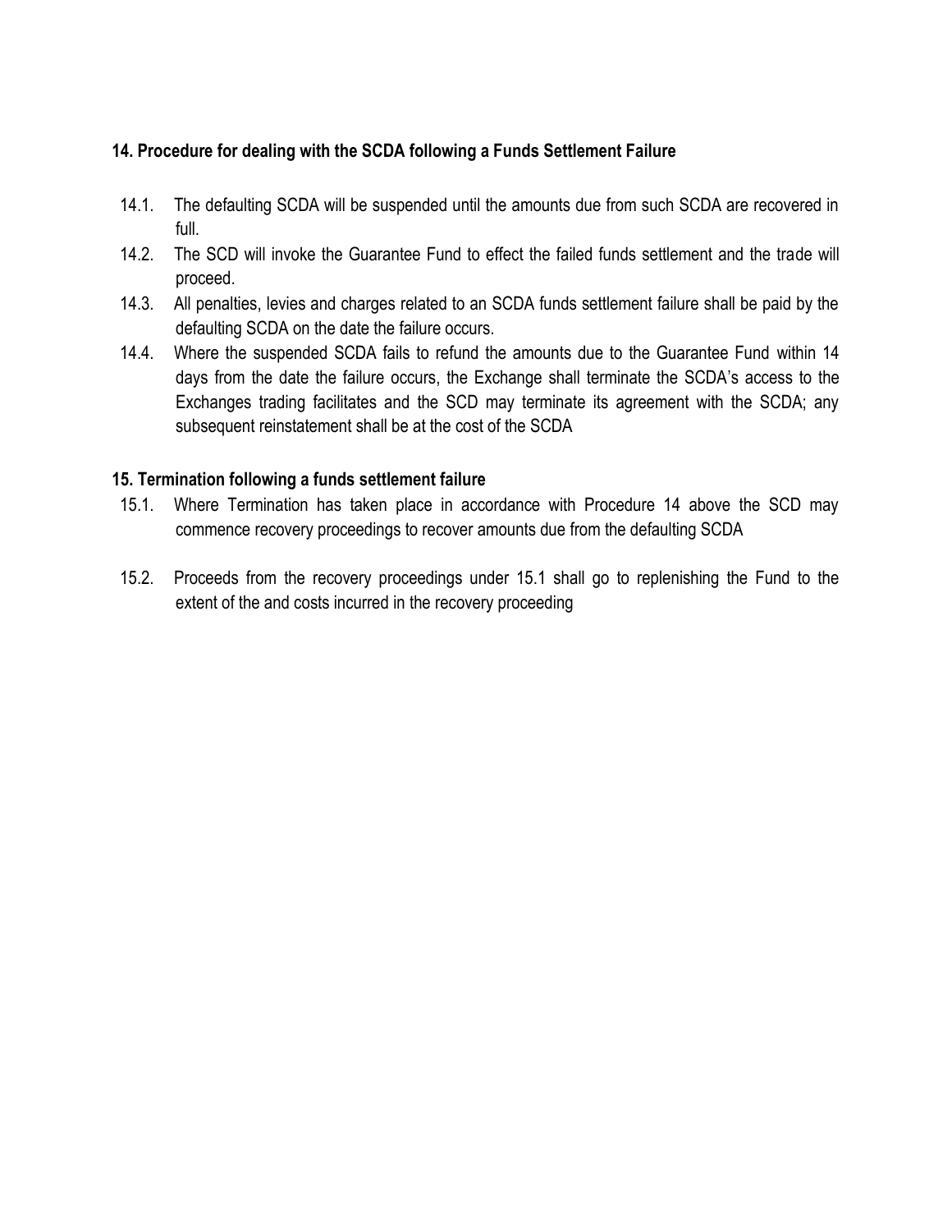### 14. Procedure for dealing with the SCDA following a Funds Settlement Failure

14.1. The defaulting SCDA will be suspended until the amounts due from such SCDA are recovered in full.

14.2. The SCD will invoke the Guarantee Fund to effect the failed funds settlement and the trade will proceed.

14.3. All penalties, levies and charges related to an SCDA funds settlement failure shall be paid by the defaulting SCDA on the date the failure occurs.

14.4. Where the suspended SCDA fails to refund the amounts due to the Guarantee Fund within 14 days from the date the failure occurs, the Exchange shall terminate the SCDA's access to the Exchanges trading facilitates and the SCD may terminate its agreement with the SCDA; any subsequent reinstatement shall be at the cost of the SCDA

### 15. Termination following a funds settlement failure

15.1. Where Termination has taken place in accordance with Procedure 14 above the SCD may commence recovery proceedings to recover amounts due from the defaulting SCDA

15.2. Proceeds from the recovery proceedings under 15.1 shall go to replenishing the Fund to the extent of the and costs incurred in the recovery proceeding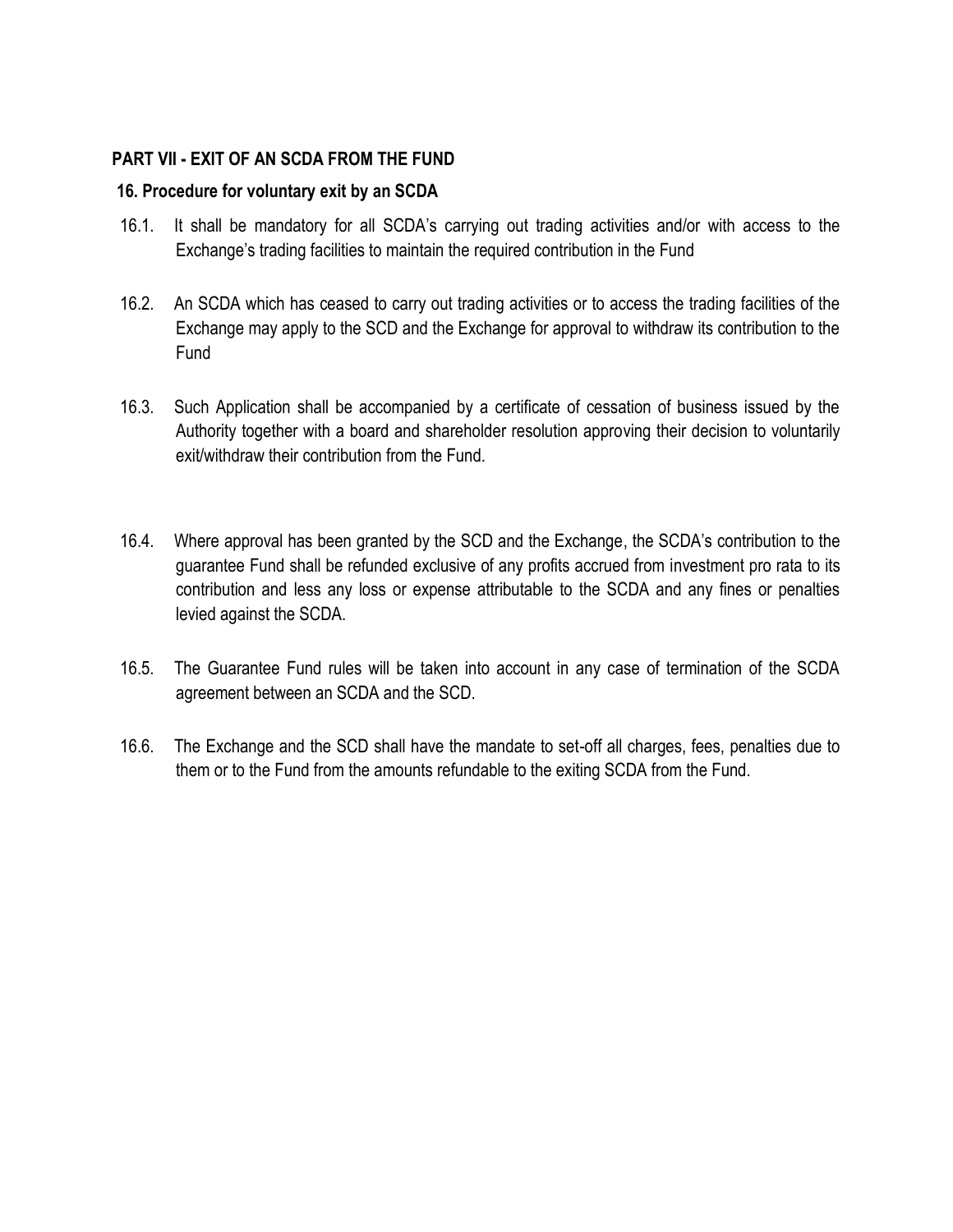## PART VII - EXIT OF AN SCDA FROM THE FUND

### 16. Procedure for voluntary exit by an SCDA

16.1. It shall be mandatory for all SCDA's carrying out trading activities and/or with access to the Exchange's trading facilities to maintain the required contribution in the Fund

16.2. An SCDA which has ceased to carry out trading activities or to access the trading facilities of the Exchange may apply to the SCD and the Exchange for approval to withdraw its contribution to the Fund

16.3. Such Application shall be accompanied by a certificate of cessation of business issued by the Authority together with a board and shareholder resolution approving their decision to voluntarily exit/withdraw their contribution from the Fund.

16.4. Where approval has been granted by the SCD and the Exchange, the SCDA's contribution to the guarantee Fund shall be refunded exclusive of any profits accrued from investment pro rata to its contribution and less any loss or expense attributable to the SCDA and any fines or penalties levied against the SCDA.

16.5. The Guarantee Fund rules will be taken into account in any case of termination of the SCDA agreement between an SCDA and the SCD.

16.6. The Exchange and the SCD shall have the mandate to set-off all charges, fees, penalties due to them or to the Fund from the amounts refundable to the exiting SCDA from the Fund.